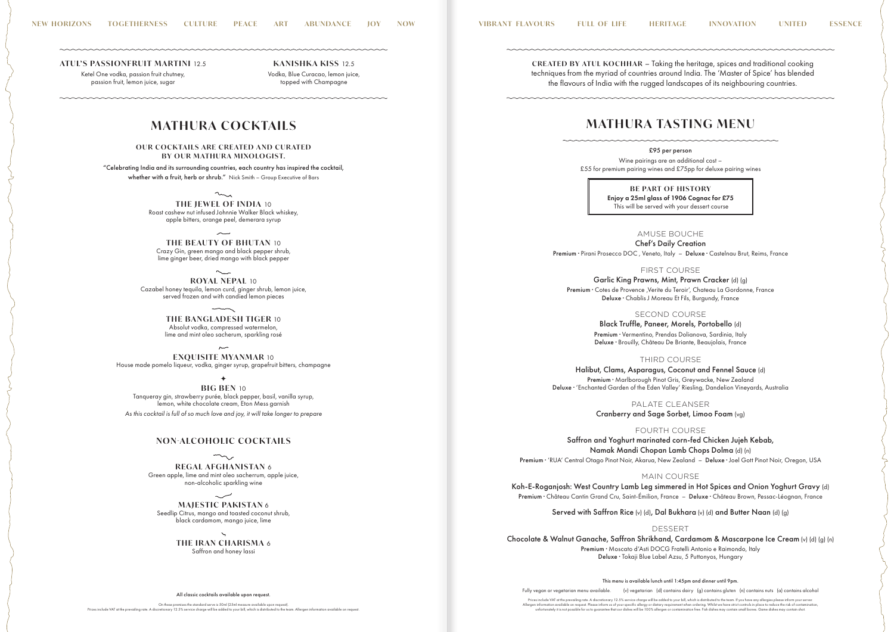NEW HORIZONS TOGETHERNESS CULTURE PEACE ART ABUNDANCE JOY NOW

**ATUL'S PASSIONFRUIT MARTINI** 12.5
Ketel One vodka, passion fruit chutney, passion fruit, lemon juice, sugar

**KANISHKA KISS** 12.5
Vodka, Blue Curacao, lemon juice, topped with Champagne

# MATHURA COCKTAILS

**OUR COCKTAILS ARE CREATED AND CURATED BY OUR MATHURA MIXOLOGIST.**

"Celebrating India and its surrounding countries, each country has inspired the cocktail, whether with a fruit, herb or shrub." Nick Smith – Group Executive of Bars

**THE JEWEL OF INDIA** 10
Roast cashew nut infused Johnnie Walker Black whiskey, apple bitters, orange peel, demerara syrup

**THE BEAUTY OF BHUTAN** 10
Crazy Gin, green mango and black pepper shrub, lime ginger beer, dried mango with black pepper

**ROYAL NEPAL** 10
Cazabel honey tequila, lemon curd, ginger shrub, lemon juice, served frozen and with candied lemon pieces

**THE BANGLADESH TIGER** 10
Absolut vodka, compressed watermelon, lime and mint oleo sacherum, sparkling rosé

**EXQUISITE MYANMAR** 10
House made pomelo liqueur, vodka, ginger syrup, grapefruit bitters, champagne

**BIG BEN** 10
Tanqueray gin, strawberry purée, black pepper, basil, vanilla syrup, lemon, white chocolate cream, Eton Mess garnish
*As this cocktail is full of so much love and joy, it will take longer to prepare*

## NON-ALCOHOLIC COCKTAILS

**REGAL AFGHANISTAN** 6
Green apple, lime and mint oleo sacherrum, apple juice, non-alcoholic sparkling wine

**MAJESTIC PAKISTAN** 6
Seedlip Citrus, mango and toasted coconut shrub, black cardamom, mango juice, lime

**THE IRAN CHARISMA** 6
Saffron and honey lassi

All classic cocktails available upon request.

On these premises the standard serve is 50ml (25ml measure available upon request).
Prices include VAT at the prevailing rate. A discretionary 12.5% service charge will be added to your bill, which is distributed to the team. Allergen information available on request.

VIBRANT FLAVOURS FULL OF LIFE HERITAGE INNOVATION UNITED ESSENCE

**CREATED BY ATUL KOCHHAR** – Taking the heritage, spices and traditional cooking techniques from the myriad of countries around India. The 'Master of Spice' has blended the flavours of India with the rugged landscapes of its neighbouring countries.

# MATHURA TASTING MENU

£95 per person

Wine pairings are an additional cost – £55 for premium pairing wines and £75pp for deluxe pairing wines

**BE PART OF HISTORY**
Enjoy a 25ml glass of 1906 Cognac for £75
This will be served with your dessert course

AMUSE BOUCHE
Chef's Daily Creation
Premium · Pirani Prosecco DOC , Veneto, Italy – Deluxe · Castelnau Brut, Reims, France

FIRST COURSE
Garlic King Prawns, Mint, Prawn Cracker (d) (g)
Premium · Cotes de Provence ,Verite du Teroir', Chateau La Gordonne, France
Deluxe · Chablis J Moreau Et Fils, Burgundy, France

SECOND COURSE
Black Truffle, Paneer, Morels, Portobello (d)
Premium · Vermentino, Prendas Dolianova, Sardinia, Italy
Deluxe · Brouilly, Château De Briante, Beaujolais, France

THIRD COURSE
Halibut, Clams, Asparagus, Coconut and Fennel Sauce (d)
Premium · Marlborough Pinot Gris, Greywacke, New Zealand
Deluxe · 'Enchanted Garden of the Eden Valley' Riesling, Dandelion Vineyards, Australia

PALATE CLEANSER
Cranberry and Sage Sorbet, Limoo Foam (vg)

FOURTH COURSE
Saffron and Yoghurt marinated corn-fed Chicken Jujeh Kebab, Namak Mandi Chopan Lamb Chops Dolma (d) (n)
Premium · 'RUA' Central Otago Pinot Noir, Akarua, New Zealand – Deluxe · Joel Gott Pinot Noir, Oregon, USA

MAIN COURSE
Koh-E-Roganjosh: West Country Lamb Leg simmered in Hot Spices and Onion Yoghurt Gravy (d)
Premium · Château Cantin Grand Cru, Saint-Émilion, France – Deluxe · Château Brown, Pessac-Léognan, France

Served with Saffron Rice (v) (d), Dal Bukhara (v) (d) and Butter Naan (d) (g)

DESSERT
Chocolate & Walnut Ganache, Saffron Shrikhand, Cardamom & Mascarpone Ice Cream (v) (d) (g) (n)
Premium · Moscato d'Asti DOCG Fratelli Antonio e Raimondo, Italy
Deluxe · Tokaji Blue Label Azsu, 5 Puttonyos, Hungary

This menu is available lunch until 1:45pm and dinner until 9pm.

Fully vegan or vegetarian menu available. (v) vegetarian (d) contains dairy (g) contains gluten (n) contains nuts (a) contains alcohol

Prices include VAT at the prevailing rate. A discretionary 12.5% service charge will be added to your bill, which is distributed to the team. If you have any allergies please inform your server. Allergen information available on request. Please inform us of your specific allergy or dietary requirement when ordering. Whilst we have strict controls in place to reduce the risk of contamination, unfortunately it is not possible for us to guarantee that our dishes will be 100% allergen or contamination free. Fish dishes may contain small bones. Game dishes may contain shot.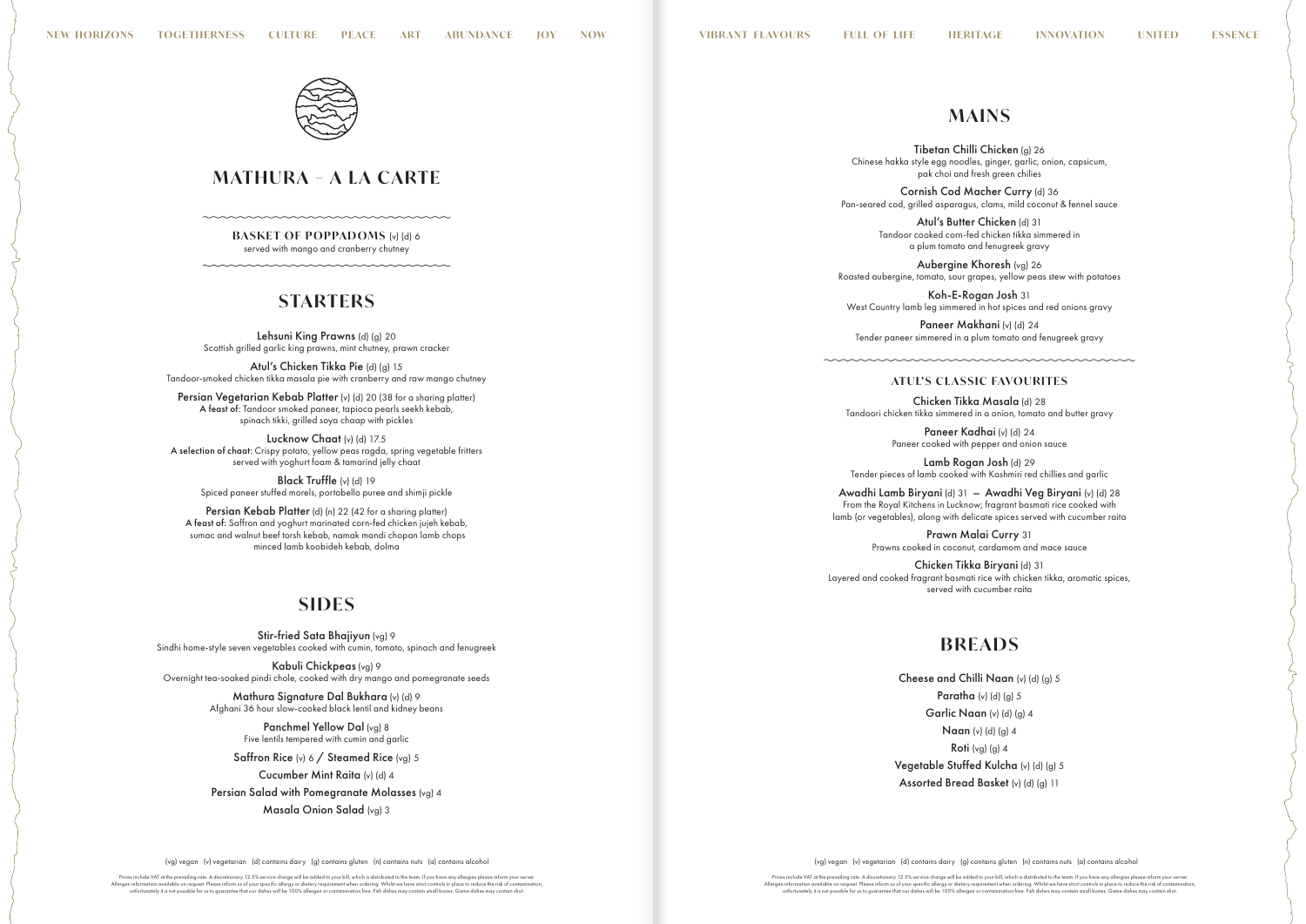# MATHURA – A LA CARTE

**BASKET OF POPPADOMS** (v) (d) 6
served with mango and cranberry chutney

## STARTERS

**Lehsuni King Prawns** (d) (g) 20
Scottish grilled garlic king prawns, mint chutney, prawn cracker

**Atul's Chicken Tikka Pie** (d) (g) 15
Tandoor-smoked chicken tikka masala pie with cranberry and raw mango chutney

**Persian Vegetarian Kebab Platter** (v) (d) 20 (38 for a sharing platter)
A feast of: Tandoor smoked paneer, tapioca pearls seekh kebab, spinach tikki, grilled soya chaap with pickles

**Lucknow Chaat** (v) (d) 17.5
A selection of chaat: Crispy potato, yellow peas ragda, spring vegetable fritters served with yoghurt foam & tamarind jelly chaat

**Black Truffle** (v) (d) 19
Spiced paneer stuffed morels, portobello puree and shimji pickle

**Persian Kebab Platter** (d) (n) 22 (42 for a sharing platter)
A feast of: Saffron and yoghurt marinated corn-fed chicken jujeh kebab, sumac and walnut beef torsh kebab, namak mandi chopan lamb chops minced lamb koobideh kebab, dolma

## SIDES

**Stir-fried Sata Bhajiyun** (vg) 9
Sindhi home-style seven vegetables cooked with cumin, tomato, spinach and fenugreek

**Kabuli Chickpeas** (vg) 9
Overnight tea-soaked pindi chole, cooked with dry mango and pomegranate seeds

**Mathura Signature Dal Bukhara** (v) (d) 9
Afghani 36 hour slow-cooked black lentil and kidney beans

**Panchmel Yellow Dal** (vg) 8
Five lentils tempered with cumin and garlic

**Saffron Rice** (v) 6 / **Steamed Rice** (vg) 5

**Cucumber Mint Raita** (v) (d) 4

**Persian Salad with Pomegranate Molasses** (vg) 4

**Masala Onion Salad** (vg) 3

(vg) vegan (v) vegetarian (d) contains dairy (g) contains gluten (n) contains nuts (a) contains alcohol

Prices include VAT at the prevailing rate. A discretionary 12.5% service charge will be added to your bill, which is distributed to the team. If you have any allergies please inform your server. Allergen information available on request. Please inform us of your specific allergy or dietary requirement when ordering. Whilst we have strict controls in place to reduce the risk of contamination, unfortunately it is not possible for us to guarantee that our dishes will be 100% allergen or contamination free. Fish dishes may contain small bones. Game dishes may contain shot.

## MAINS

**Tibetan Chilli Chicken** (g) 26
Chinese hakka style egg noodles, ginger, garlic, onion, capsicum, pak choi and fresh green chilies

**Cornish Cod Macher Curry** (d) 36
Pan-seared cod, grilled asparagus, clams, mild coconut & fennel sauce

**Atul's Butter Chicken** (d) 31
Tandoor cooked corn-fed chicken tikka simmered in a plum tomato and fenugreek gravy

**Aubergine Khoresh** (vg) 26
Roasted aubergine, tomato, sour grapes, yellow peas stew with potatoes

**Koh-E-Rogan Josh** 31
West Country lamb leg simmered in hot spices and red onions gravy

**Paneer Makhani** (v) (d) 24
Tender paneer simmered in a plum tomato and fenugreek gravy

### ATUL'S CLASSIC FAVOURITES

**Chicken Tikka Masala** (d) 28
Tandoori chicken tikka simmered in a onion, tomato and butter gravy

**Paneer Kadhai** (v) (d) 24
Paneer cooked with pepper and onion sauce

**Lamb Rogan Josh** (d) 29
Tender pieces of lamb cooked with Kashmiri red chillies and garlic

**Awadhi Lamb Biryani** (d) 31 — **Awadhi Veg Biryani** (v) (d) 28
From the Royal Kitchens in Lucknow; fragrant basmati rice cooked with lamb (or vegetables), along with delicate spices served with cucumber raita

**Prawn Malai Curry** 31
Prawns cooked in coconut, cardamom and mace sauce

**Chicken Tikka Biryani** (d) 31
Layered and cooked fragrant basmati rice with chicken tikka, aromatic spices, served with cucumber raita

## BREADS

**Cheese and Chilli Naan** (v) (d) (g) 5

**Paratha** (v) (d) (g) 5

**Garlic Naan** (v) (d) (g) 4

**Naan** (v) (d) (g) 4

**Roti** (vg) (g) 4

**Vegetable Stuffed Kulcha** (v) (d) (g) 5

**Assorted Bread Basket** (v) (d) (g) 11

(vg) vegan (v) vegetarian (d) contains dairy (g) contains gluten (n) contains nuts (a) contains alcohol

Prices include VAT at the prevailing rate. A discretionary 12.5% service charge will be added to your bill, which is distributed to the team. If you have any allergies please inform your server. Allergen information available on request. Please inform us of your specific allergy or dietary requirement when ordering. Whilst we have strict controls in place to reduce the risk of contamination, unfortunately it is not possible for us to guarantee that our dishes will be 100% allergen or contamination free. Fish dishes may contain small bones. Game dishes may contain shot.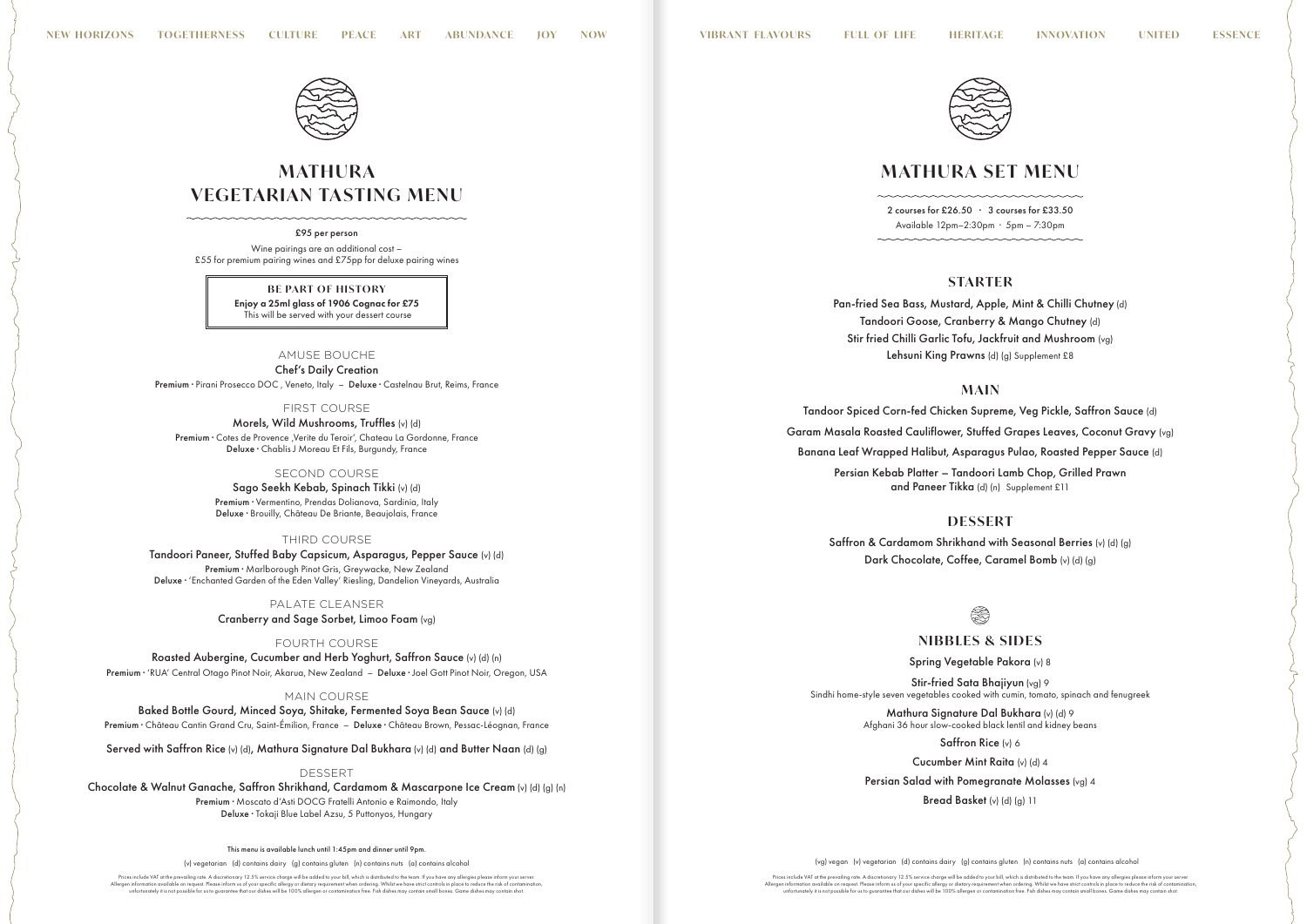NEW HORIZONS TOGETHERNESS CULTURE PEACE ART ABUNDANCE JOY NOW

# MATHURA VEGETARIAN TASTING MENU

£95 per person

Wine pairings are an additional cost – £55 for premium pairing wines and £75pp for deluxe pairing wines

**BE PART OF HISTORY**
**Enjoy a 25ml glass of 1906 Cognac for £75**
This will be served with your dessert course

AMUSE BOUCHE
**Chef's Daily Creation**
**Premium** • Pirani Prosecco DOC , Veneto, Italy – **Deluxe** • Castelnau Brut, Reims, France

FIRST COURSE
**Morels, Wild Mushrooms, Truffles** (v) (d)
**Premium** • Cotes de Provence ,Verite du Teroir', Chateau La Gordonne, France
**Deluxe** • Chablis J Moreau Et Fils, Burgundy, France

SECOND COURSE
**Sago Seekh Kebab, Spinach Tikki** (v) (d)
**Premium** • Vermentino, Prendas Dolianova, Sardinia, Italy
**Deluxe** • Brouilly, Château De Briante, Beaujolais, France

THIRD COURSE
**Tandoori Paneer, Stuffed Baby Capsicum, Asparagus, Pepper Sauce** (v) (d)
**Premium** • Marlborough Pinot Gris, Greywacke, New Zealand
**Deluxe** • 'Enchanted Garden of the Eden Valley' Riesling, Dandelion Vineyards, Australia

PALATE CLEANSER
**Cranberry and Sage Sorbet, Limoo Foam** (vg)

FOURTH COURSE
**Roasted Aubergine, Cucumber and Herb Yoghurt, Saffron Sauce** (v) (d) (n)
**Premium** • 'RUA' Central Otago Pinot Noir, Akarua, New Zealand – **Deluxe** • Joel Gott Pinot Noir, Oregon, USA

MAIN COURSE
**Baked Bottle Gourd, Minced Soya, Shitake, Fermented Soya Bean Sauce** (v) (d)
**Premium** • Château Cantin Grand Cru, Saint-Émilion, France – **Deluxe** • Château Brown, Pessac-Léognan, France

**Served with Saffron Rice** (v) (d), **Mathura Signature Dal Bukhara** (v) (d) **and Butter Naan** (d) (g)

DESSERT
**Chocolate & Walnut Ganache, Saffron Shrikhand, Cardamom & Mascarpone Ice Cream** (v) (d) (g) (n)
**Premium** • Moscato d'Asti DOCG Fratelli Antonio e Raimondo, Italy
**Deluxe** • Tokaji Blue Label Azsu, 5 Puttonyos, Hungary

**This menu is available lunch until 1:45pm and dinner until 9pm.**

(v) vegetarian (d) contains dairy (g) contains gluten (n) contains nuts (a) contains alcohol

Prices include VAT at the prevailing rate. A discretionary 12.5% service charge will be added to your bill, which is distributed to the team. If you have any allergies please inform your server. Allergen information available on request. Please inform us of your specific allergy or dietary requirement when ordering. Whilst we have strict controls in place to reduce the risk of contamination, unfortunately it is not possible for us to guarantee that our dishes will be 100% allergen or contamination free. Fish dishes may contain small bones. Game dishes may contain shot.

VIBRANT FLAVOURS FULL OF LIFE HERITAGE INNOVATION UNITED ESSENCE

# MATHURA SET MENU

2 courses for £26.50 • 3 courses for £33.50
Available 12pm–2:30pm • 5pm – 7:30pm

## STARTER

Pan-fried Sea Bass, Mustard, Apple, Mint & Chilli Chutney (d)
Tandoori Goose, Cranberry & Mango Chutney (d)
Stir fried Chilli Garlic Tofu, Jackfruit and Mushroom (vg)
Lehsuni King Prawns (d) (g) Supplement £8

## MAIN

Tandoor Spiced Corn-fed Chicken Supreme, Veg Pickle, Saffron Sauce (d)
Garam Masala Roasted Cauliflower, Stuffed Grapes Leaves, Coconut Gravy (vg)
Banana Leaf Wrapped Halibut, Asparagus Pulao, Roasted Pepper Sauce (d)
Persian Kebab Platter – Tandoori Lamb Chop, Grilled Prawn and Paneer Tikka (d) (n) Supplement £11

## DESSERT

Saffron & Cardamom Shrikhand with Seasonal Berries (v) (d) (g)
Dark Chocolate, Coffee, Caramel Bomb (v) (d) (g)

## NIBBLES & SIDES

Spring Vegetable Pakora (v) 8

Stir-fried Sata Bhajiyun (vg) 9
Sindhi home-style seven vegetables cooked with cumin, tomato, spinach and fenugreek

Mathura Signature Dal Bukhara (v) (d) 9
Afghani 36 hour slow-cooked black lentil and kidney beans

Saffron Rice (v) 6

Cucumber Mint Raita (v) (d) 4

Persian Salad with Pomegranate Molasses (vg) 4

Bread Basket (v) (d) (g) 11

(vg) vegan (v) vegetarian (d) contains dairy (g) contains gluten (n) contains nuts (a) contains alcohol

Prices include VAT at the prevailing rate. A discretionary 12.5% service charge will be added to your bill, which is distributed to the team. If you have any allergies please inform your server. Allergen information available on request. Please inform us of your specific allergy or dietary requirement when ordering. Whilst we have strict controls in place to reduce the risk of contamination, unfortunately it is not possible for us to guarantee that our dishes will be 100% allergen or contamination free. Fish dishes may contain small bones. Game dishes may contain shot.